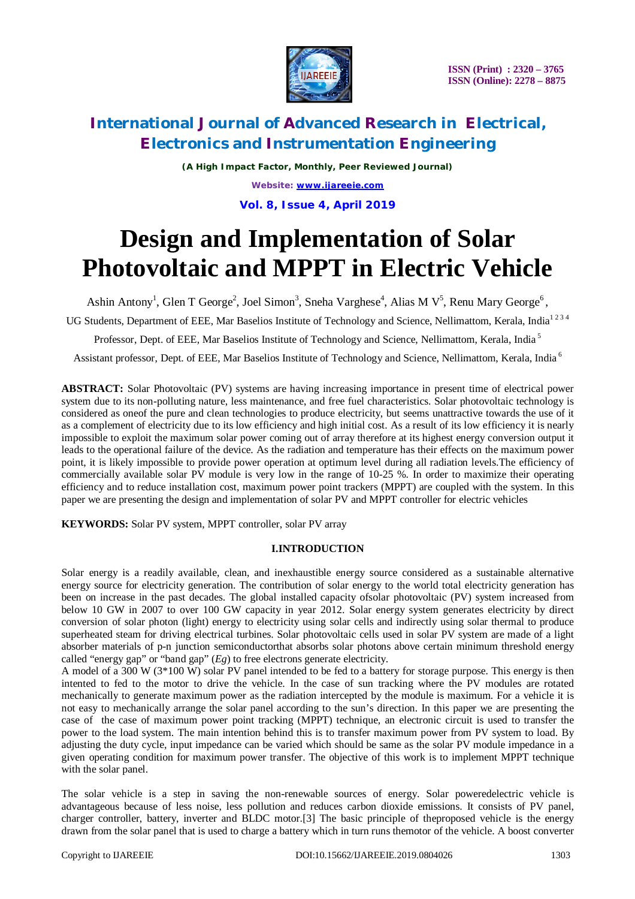# Design and Implementation of Solar Photovoltaic and MPPT in Electric Vehicle

Ashin Antony[1], Glen T George[2], Joel Simon[3], Sneha Varghese[4], Alias M V[5], Renu Mary George[6],

UG Students, Department of EEE, Mar Baselios Institute of Technology and Science, Nellimattom, Kerala, India[1 2 3 4]

Professor, Dept. of EEE, Mar Baselios Institute of Technology and Science, Nellimattom, Kerala, India [5]

Assistant professor, Dept. of EEE, Mar Baselios Institute of Technology and Science, Nellimattom, Kerala, India [6]

**ABSTRACT:** Solar Photovoltaic (PV) systems are having increasing importance in present time of electrical power system due to its non-polluting nature, less maintenance, and free fuel characteristics. Solar photovoltaic technology is considered as oneof the pure and clean technologies to produce electricity, but seems unattractive towards the use of it as a complement of electricity due to its low efficiency and high initial cost. As a result of its low efficiency it is nearly impossible to exploit the maximum solar power coming out of array therefore at its highest energy conversion output it leads to the operational failure of the device. As the radiation and temperature has their effects on the maximum power point, it is likely impossible to provide power operation at optimum level during all radiation levels.The efficiency of commercially available solar PV module is very low in the range of 10-25 %. In order to maximize their operating efficiency and to reduce installation cost, maximum power point trackers (MPPT) are coupled with the system. In this paper we are presenting the design and implementation of solar PV and MPPT controller for electric vehicles

**KEYWORDS:** Solar PV system, MPPT controller, solar PV array

## I.INTRODUCTION

Solar energy is a readily available, clean, and inexhaustible energy source considered as a sustainable alternative energy source for electricity generation. The contribution of solar energy to the world total electricity generation has been on increase in the past decades. The global installed capacity ofsolar photovoltaic (PV) system increased from below 10 GW in 2007 to over 100 GW capacity in year 2012. Solar energy system generates electricity by direct conversion of solar photon (light) energy to electricity using solar cells and indirectly using solar thermal to produce superheated steam for driving electrical turbines. Solar photovoltaic cells used in solar PV system are made of a light absorber materials of p-n junction semiconductorthat absorbs solar photons above certain minimum threshold energy called "energy gap" or "band gap" ($Eg$) to free electrons generate electricity.

A model of a 300 W (3*100 W) solar PV panel intended to be fed to a battery for storage purpose. This energy is then intented to fed to the motor to drive the vehicle. In the case of sun tracking where the PV modules are rotated mechanically to generate maximum power as the radiation intercepted by the module is maximum. For a vehicle it is not easy to mechanically arrange the solar panel according to the sun's direction. In this paper we are presenting the case of the case of maximum power point tracking (MPPT) technique, an electronic circuit is used to transfer the power to the load system. The main intention behind this is to transfer maximum power from PV system to load. By adjusting the duty cycle, input impedance can be varied which should be same as the solar PV module impedance in a given operating condition for maximum power transfer. The objective of this work is to implement MPPT technique with the solar panel.

The solar vehicle is a step in saving the non-renewable sources of energy. Solar poweredelectric vehicle is advantageous because of less noise, less pollution and reduces carbon dioxide emissions. It consists of PV panel, charger controller, battery, inverter and BLDC motor.[3] The basic principle of theproposed vehicle is the energy drawn from the solar panel that is used to charge a battery which in turn runs themotor of the vehicle. A boost converter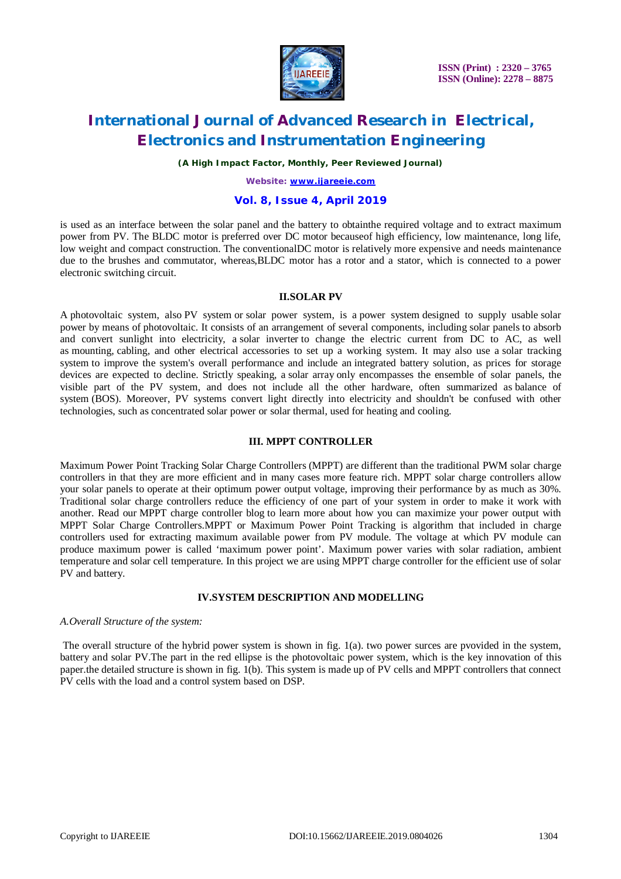is used as an interface between the solar panel and the battery to obtainthe required voltage and to extract maximum power from PV. The BLDC motor is preferred over DC motor becauseof high efficiency, low maintenance, long life, low weight and compact construction. The conventionalDC motor is relatively more expensive and needs maintenance due to the brushes and commutator, whereas,BLDC motor has a rotor and a stator, which is connected to a power electronic switching circuit.

## II.SOLAR PV

A photovoltaic system, also PV system or solar power system, is a power system designed to supply usable solar power by means of photovoltaic. It consists of an arrangement of several components, including solar panels to absorb and convert sunlight into electricity, a solar inverter to change the electric current from DC to AC, as well as mounting, cabling, and other electrical accessories to set up a working system. It may also use a solar tracking system to improve the system's overall performance and include an integrated battery solution, as prices for storage devices are expected to decline. Strictly speaking, a solar array only encompasses the ensemble of solar panels, the visible part of the PV system, and does not include all the other hardware, often summarized as balance of system (BOS). Moreover, PV systems convert light directly into electricity and shouldn't be confused with other technologies, such as concentrated solar power or solar thermal, used for heating and cooling.

## III. MPPT CONTROLLER

Maximum Power Point Tracking Solar Charge Controllers (MPPT) are different than the traditional PWM solar charge controllers in that they are more efficient and in many cases more feature rich. MPPT solar charge controllers allow your solar panels to operate at their optimum power output voltage, improving their performance by as much as 30%. Traditional solar charge controllers reduce the efficiency of one part of your system in order to make it work with another. Read our MPPT charge controller blog to learn more about how you can maximize your power output with MPPT Solar Charge Controllers.MPPT or Maximum Power Point Tracking is algorithm that included in charge controllers used for extracting maximum available power from PV module. The voltage at which PV module can produce maximum power is called 'maximum power point'. Maximum power varies with solar radiation, ambient temperature and solar cell temperature. In this project we are using MPPT charge controller for the efficient use of solar PV and battery.

## IV.SYSTEM DESCRIPTION AND MODELLING

*A.Overall Structure of the system:*

The overall structure of the hybrid power system is shown in fig. 1(a). two power surces are pvovided in the system, battery and solar PV.The part in the red ellipse is the photovoltaic power system, which is the key innovation of this paper.the detailed structure is shown in fig. 1(b). This system is made up of PV cells and MPPT controllers that connect PV cells with the load and a control system based on DSP.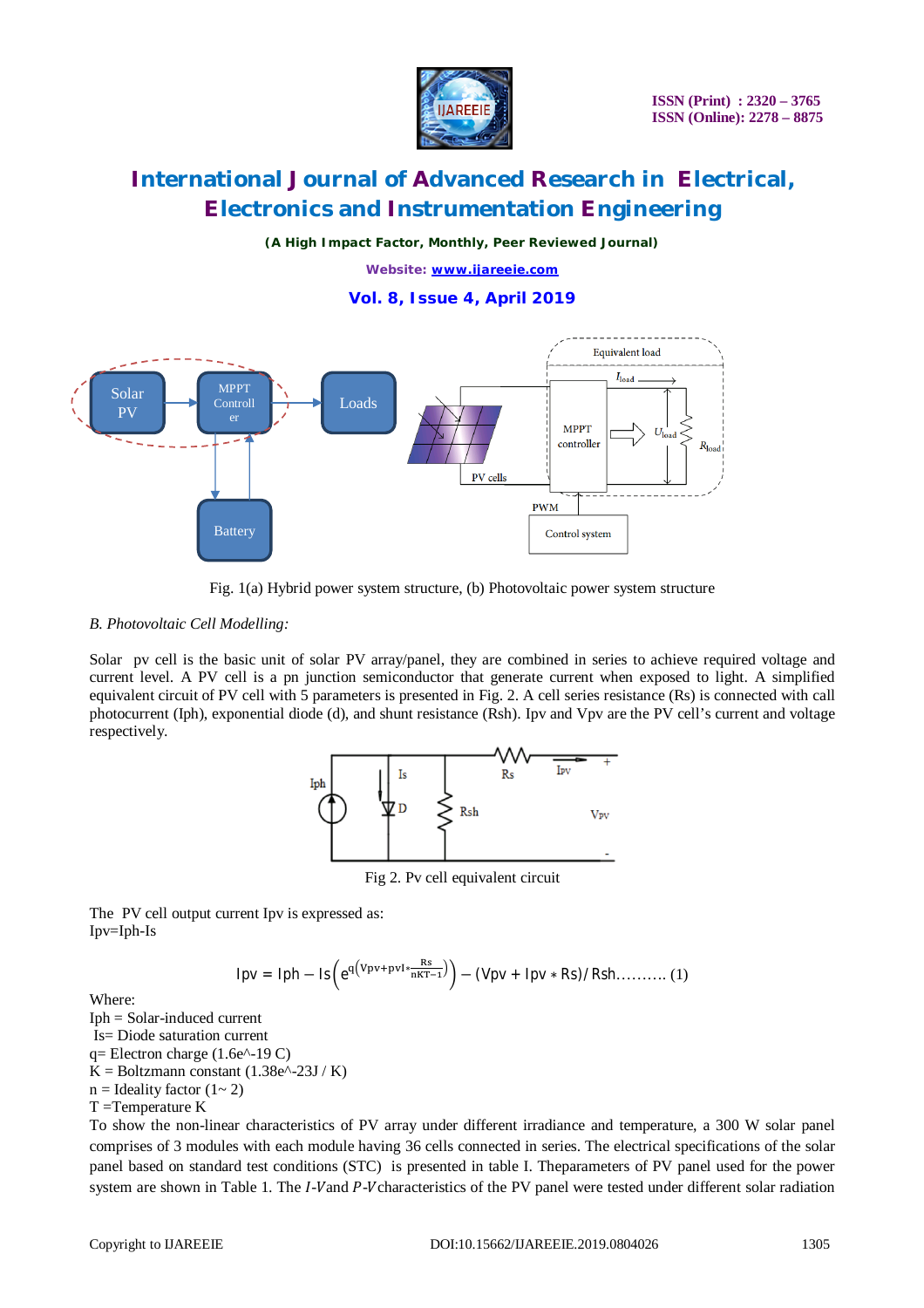Fig. 1(a) Hybrid power system structure, (b) Photovoltaic power system structure

*B. Photovoltaic Cell Modelling:*

Solar pv cell is the basic unit of solar PV array/panel, they are combined in series to achieve required voltage and current level. A PV cell is a pn junction semiconductor that generate current when exposed to light. A simplified equivalent circuit of PV cell with 5 parameters is presented in Fig. 2. A cell series resistance (Rs) is connected with call photocurrent (Iph), exponential diode (d), and shunt resistance (Rsh). Ipv and Vpv are the PV cell's current and voltage respectively.

Fig 2. Pv cell equivalent circuit

The PV cell output current Ipv is expressed as:
Ipv=Iph-Is

$$\text{Ipv} = \text{Iph} - \text{Is}\left(e^{q\left(\text{Vpv}+\text{pvI}*\frac{\text{Rs}}{\text{nKT}-1}\right)}\right) - (\text{Vpv} + \text{Ipv} * \text{Rs})/\,\text{Rsh}\text{..........} \quad (1)$$

Where:
Iph = Solar-induced current
Is= Diode saturation current
q= Electron charge (1.6e^-19 C)
K = Boltzmann constant (1.38e^-23J / K)
n = Ideality factor (1~ 2)
T =Temperature K

To show the non-linear characteristics of PV array under different irradiance and temperature, a 300 W solar panel comprises of 3 modules with each module having 36 cells connected in series. The electrical specifications of the solar panel based on standard test conditions (STC) is presented in table I. Theparameters of PV panel used for the power system are shown in Table 1. The *I-V*and *P-V*characteristics of the PV panel were tested under different solar radiation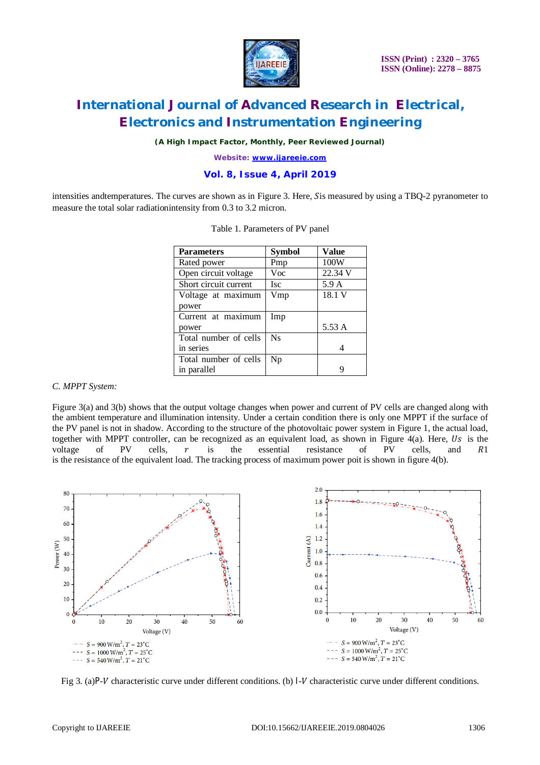intensities andtemperatures. The curves are shown as in Figure 3. Here, $S$is measured by using a TBQ-2 pyranometer to measure the total solar radiationintensity from 0.3 to 3.2 micron.

Table 1. Parameters of PV panel

| Parameters | Symbol | Value |
| --- | --- | --- |
| Rated power | Pmp | 100W |
| Open circuit voltage | Voc | 22.34 V |
| Short circuit current | Isc | 5.9 A |
| Voltage at maximum power | Vmp | 18.1 V |
| Current at maximum power | Imp | 5.53 A |
| Total number of cells in series | Ns | 4 |
| Total number of cells in parallel | Np | 9 |

*C. MPPT System:*

Figure 3(a) and 3(b) shows that the output voltage changes when power and current of PV cells are changed along with the ambient temperature and illumination intensity. Under a certain condition there is only one MPPT if the surface of the PV panel is not in shadow. According to the structure of the photovoltaic power system in Figure 1, the actual load, together with MPPT controller, can be recognized as an equivalent load, as shown in Figure 4(a). Here, $Us$ is the voltage of PV cells, $r$ is the essential resistance of PV cells, and $R1$ is the resistance of the equivalent load. The tracking process of maximum power poit is shown in figure 4(b).

Fig 3. (a)P-$V$ characteristic curve under different conditions. (b) I-$V$ characteristic curve under different conditions.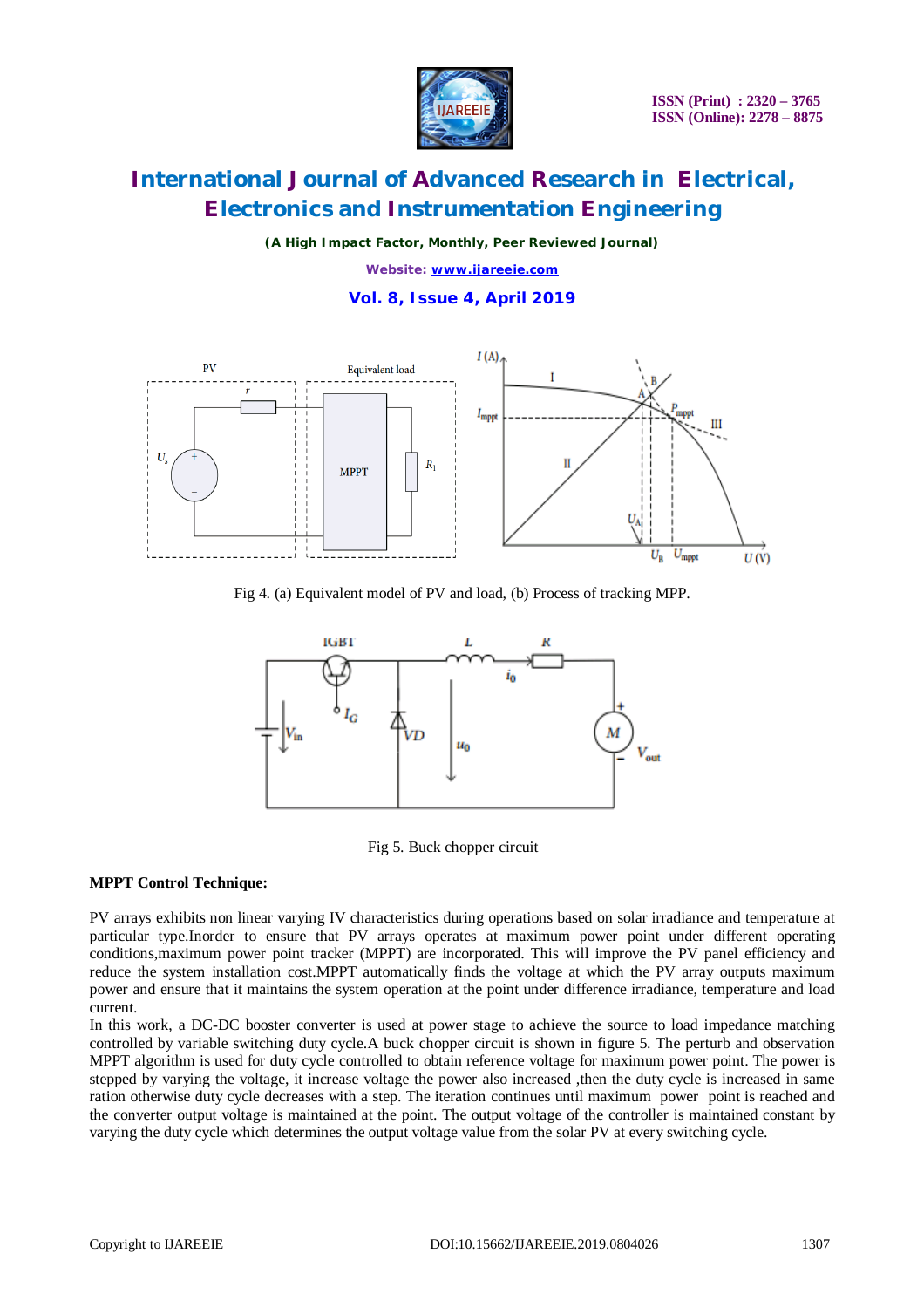Fig 4. (a) Equivalent model of PV and load, (b) Process of tracking MPP.

Fig 5. Buck chopper circuit

**MPPT Control Technique:**

PV arrays exhibits non linear varying IV characteristics during operations based on solar irradiance and temperature at particular type.Inorder to ensure that PV arrays operates at maximum power point under different operating conditions,maximum power point tracker (MPPT) are incorporated. This will improve the PV panel efficiency and reduce the system installation cost.MPPT automatically finds the voltage at which the PV array outputs maximum power and ensure that it maintains the system operation at the point under difference irradiance, temperature and load current.

In this work, a DC-DC booster converter is used at power stage to achieve the source to load impedance matching controlled by variable switching duty cycle.A buck chopper circuit is shown in figure 5. The perturb and observation MPPT algorithm is used for duty cycle controlled to obtain reference voltage for maximum power point. The power is stepped by varying the voltage, it increase voltage the power also increased ,then the duty cycle is increased in same ration otherwise duty cycle decreases with a step. The iteration continues until maximum power point is reached and the converter output voltage is maintained at the point. The output voltage of the controller is maintained constant by varying the duty cycle which determines the output voltage value from the solar PV at every switching cycle.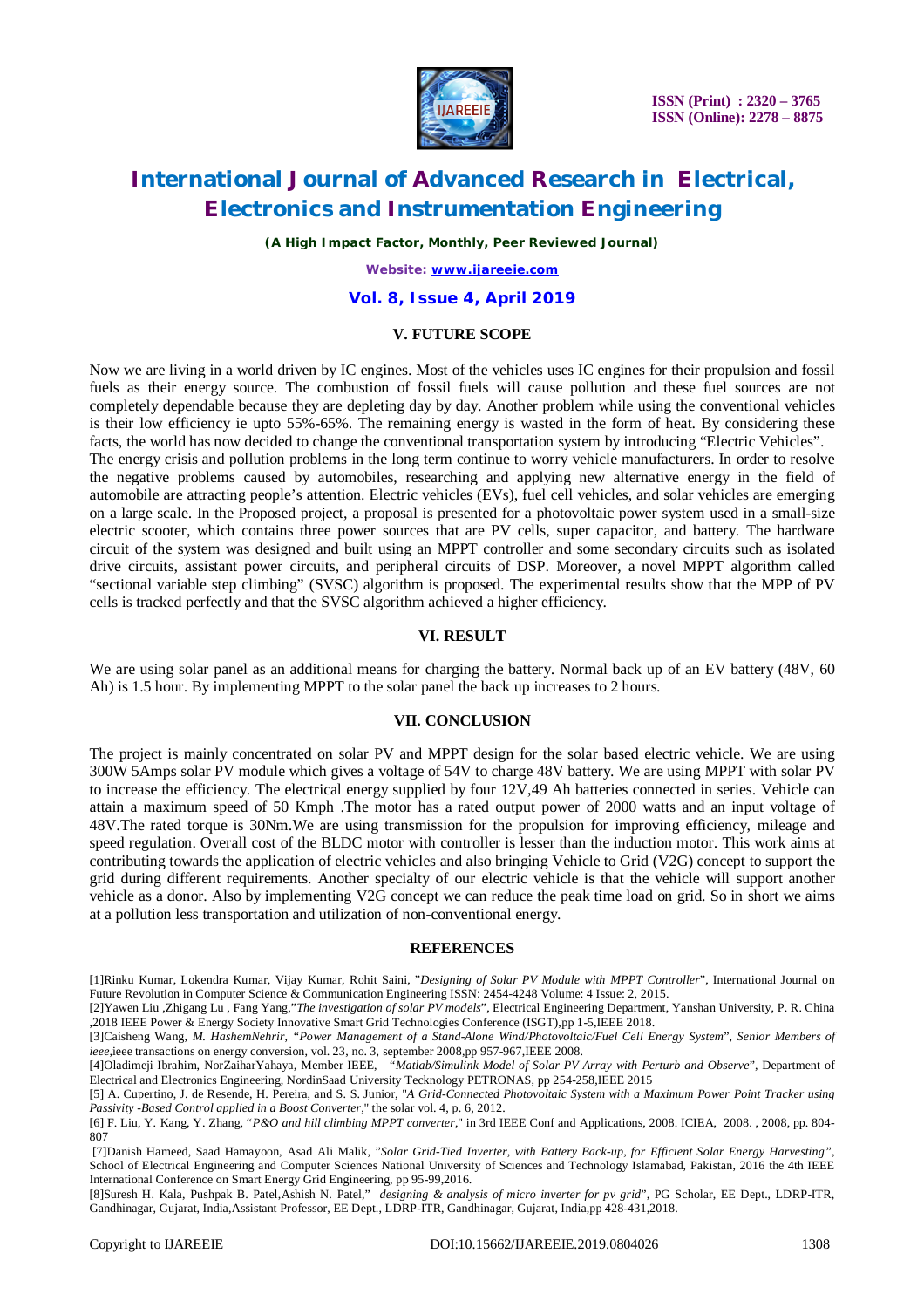## V. FUTURE SCOPE

Now we are living in a world driven by IC engines. Most of the vehicles uses IC engines for their propulsion and fossil fuels as their energy source. The combustion of fossil fuels will cause pollution and these fuel sources are not completely dependable because they are depleting day by day. Another problem while using the conventional vehicles is their low efficiency ie upto 55%-65%. The remaining energy is wasted in the form of heat. By considering these facts, the world has now decided to change the conventional transportation system by introducing "Electric Vehicles".
The energy crisis and pollution problems in the long term continue to worry vehicle manufacturers. In order to resolve the negative problems caused by automobiles, researching and applying new alternative energy in the field of automobile are attracting people's attention. Electric vehicles (EVs), fuel cell vehicles, and solar vehicles are emerging on a large scale. In the Proposed project, a proposal is presented for a photovoltaic power system used in a small-size electric scooter, which contains three power sources that are PV cells, super capacitor, and battery. The hardware circuit of the system was designed and built using an MPPT controller and some secondary circuits such as isolated drive circuits, assistant power circuits, and peripheral circuits of DSP. Moreover, a novel MPPT algorithm called "sectional variable step climbing" (SVSC) algorithm is proposed. The experimental results show that the MPP of PV cells is tracked perfectly and that the SVSC algorithm achieved a higher efficiency.

## VI. RESULT

We are using solar panel as an additional means for charging the battery. Normal back up of an EV battery (48V, 60 Ah) is 1.5 hour. By implementing MPPT to the solar panel the back up increases to 2 hours.

## VII. CONCLUSION

The project is mainly concentrated on solar PV and MPPT design for the solar based electric vehicle. We are using 300W 5Amps solar PV module which gives a voltage of 54V to charge 48V battery. We are using MPPT with solar PV to increase the efficiency. The electrical energy supplied by four 12V,49 Ah batteries connected in series. Vehicle can attain a maximum speed of 50 Kmph .The motor has a rated output power of 2000 watts and an input voltage of 48V.The rated torque is 30Nm.We are using transmission for the propulsion for improving efficiency, mileage and speed regulation. Overall cost of the BLDC motor with controller is lesser than the induction motor. This work aims at contributing towards the application of electric vehicles and also bringing Vehicle to Grid (V2G) concept to support the grid during different requirements. Another specialty of our electric vehicle is that the vehicle will support another vehicle as a donor. Also by implementing V2G concept we can reduce the peak time load on grid. So in short we aims at a pollution less transportation and utilization of non-conventional energy.

## REFERENCES

[1]Rinku Kumar, Lokendra Kumar, Vijay Kumar, Rohit Saini, "*Designing of Solar PV Module with MPPT Controller*", International Journal on Future Revolution in Computer Science & Communication Engineering ISSN: 2454-4248 Volume: 4 Issue: 2, 2015.

[2]Yawen Liu ,Zhigang Lu , Fang Yang,"*The investigation of solar PV models*", Electrical Engineering Department, Yanshan University, P. R. China ,2018 IEEE Power & Energy Society Innovative Smart Grid Technologies Conference (ISGT),pp 1-5,IEEE 2018.

[3]Caisheng Wang, *M. HashemNehrir, "Power Management of a Stand-Alone Wind/Photovoltaic/Fuel Cell Energy System", Senior Members of ieee*,ieee transactions on energy conversion, vol. 23, no. 3, september 2008,pp 957-967,IEEE 2008.

[4]Oladimeji Ibrahim, NorZaiharYahaya, Member IEEE, *"Matlab/Simulink Model of Solar PV Array with Perturb and Observe"*, Department of Electrical and Electronics Engineering, NordinSaad University Tecknology PETRONAS, pp 254-258,IEEE 2015

[5] A. Cupertino, J. de Resende, H. Pereira, and S. S. Junior, "*A Grid-Connected Photovoltaic System with a Maximum Power Point Tracker using Passivity -Based Control applied in a Boost Converter*," the solar vol. 4, p. 6, 2012.

[6] F. Liu, Y. Kang, Y. Zhang, "*P&O and hill climbing MPPT converter*," in 3rd IEEE Conf and Applications, 2008. ICIEA, 2008. , 2008, pp. 804-807

[7]Danish Hameed, Saad Hamayoon, Asad Ali Malik, "*Solar Grid-Tied Inverter, with Battery Back-up, for Efficient Solar Energy Harvesting"*, School of Electrical Engineering and Computer Sciences National University of Sciences and Technology Islamabad, Pakistan, 2016 the 4th IEEE International Conference on Smart Energy Grid Engineering, pp 95-99,2016.

[8]Suresh H. Kala, Pushpak B. Patel,Ashish N. Patel," *designing & analysis of micro inverter for pv grid*", PG Scholar, EE Dept., LDRP-ITR, Gandhinagar, Gujarat, India,Assistant Professor, EE Dept., LDRP-ITR, Gandhinagar, Gujarat, India,pp 428-431,2018.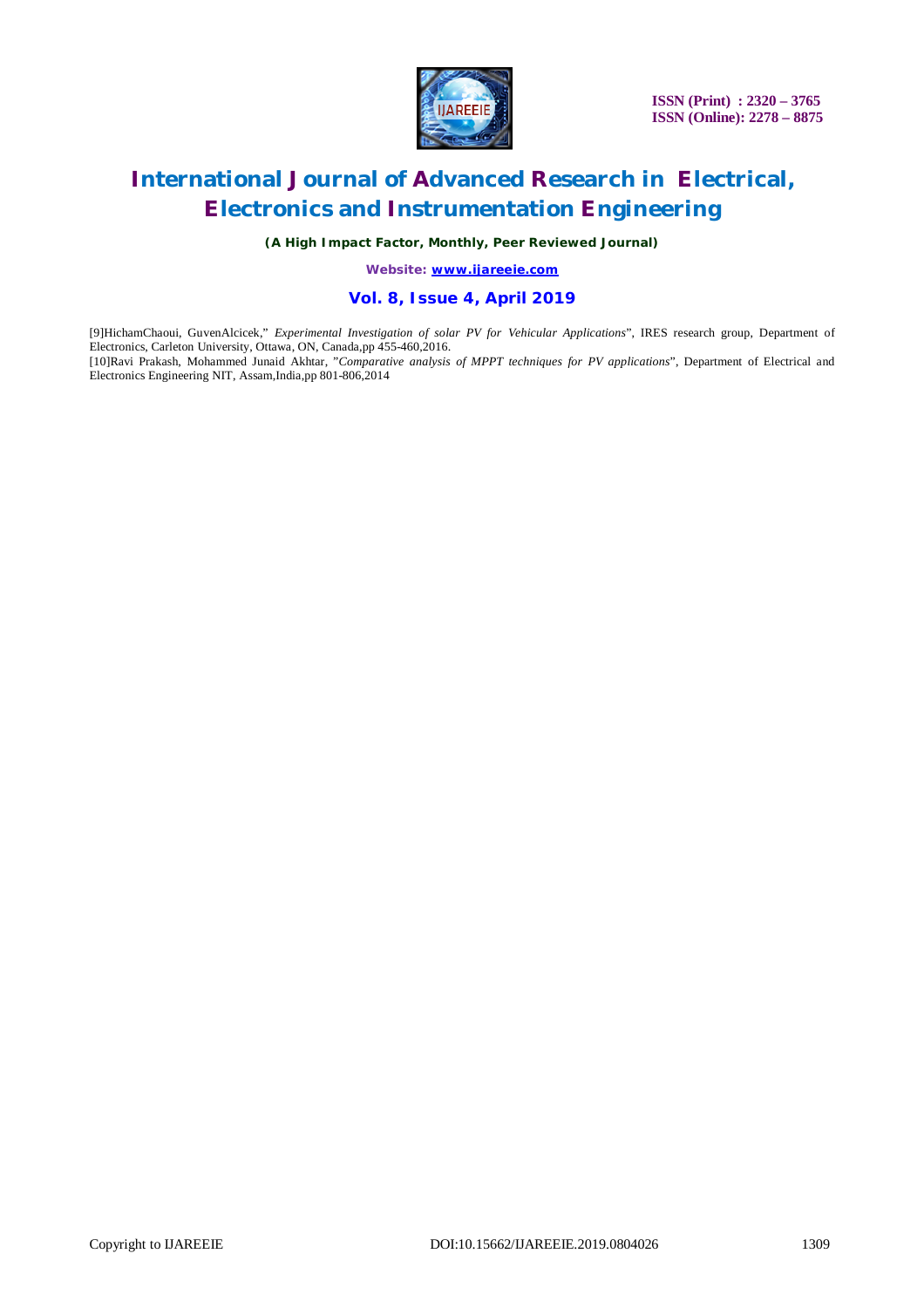[9]HichamChaoui, GuvenAlcicek," *Experimental Investigation of solar PV for Vehicular Applications*", IRES research group, Department of Electronics, Carleton University, Ottawa, ON, Canada,pp 455-460,2016.

[10]Ravi Prakash, Mohammed Junaid Akhtar, "*Comparative analysis of MPPT techniques for PV applications*", Department of Electrical and Electronics Engineering NIT, Assam,India,pp 801-806,2014